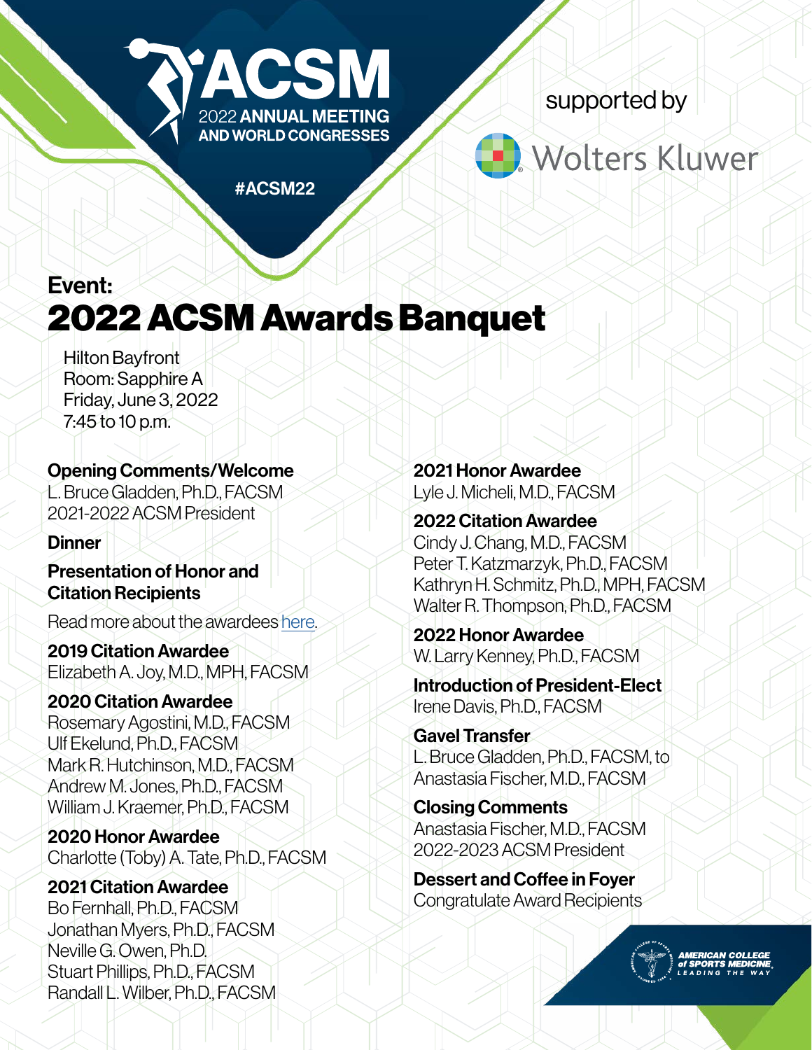ACSM
2022 ANNUAL MEETING AND WORLD CONGRESSES

#ACSM22

supported by Wolters Kluwer

Event:

# 2022 ACSM Awards Banquet

Hilton Bayfront
Room: Sapphire A
Friday, June 3, 2022
7:45 to 10 p.m.

**Opening Comments/Welcome**
L. Bruce Gladden, Ph.D., FACSM
2021-2022 ACSM President

**Dinner**

**Presentation of Honor and Citation Recipients**

Read more about the awardees here.

**2019 Citation Awardee**
Elizabeth A. Joy, M.D., MPH, FACSM

**2020 Citation Awardee**
Rosemary Agostini, M.D., FACSM
Ulf Ekelund, Ph.D., FACSM
Mark R. Hutchinson, M.D., FACSM
Andrew M. Jones, Ph.D., FACSM
William J. Kraemer, Ph.D., FACSM

**2020 Honor Awardee**
Charlotte (Toby) A. Tate, Ph.D., FACSM

**2021 Citation Awardee**
Bo Fernhall, Ph.D., FACSM
Jonathan Myers, Ph.D., FACSM
Neville G. Owen, Ph.D.
Stuart Phillips, Ph.D., FACSM
Randall L. Wilber, Ph.D., FACSM

**2021 Honor Awardee**
Lyle J. Micheli, M.D., FACSM

**2022 Citation Awardee**
Cindy J. Chang, M.D., FACSM
Peter T. Katzmarzyk, Ph.D., FACSM
Kathryn H. Schmitz, Ph.D., MPH, FACSM
Walter R. Thompson, Ph.D., FACSM

**2022 Honor Awardee**
W. Larry Kenney, Ph.D., FACSM

**Introduction of President-Elect**
Irene Davis, Ph.D., FACSM

**Gavel Transfer**
L. Bruce Gladden, Ph.D., FACSM, to
Anastasia Fischer, M.D., FACSM

**Closing Comments**
Anastasia Fischer, M.D., FACSM
2022-2023 ACSM President

**Dessert and Coffee in Foyer**
Congratulate Award Recipients

AMERICAN COLLEGE of SPORTS MEDICINE
LEADING THE WAY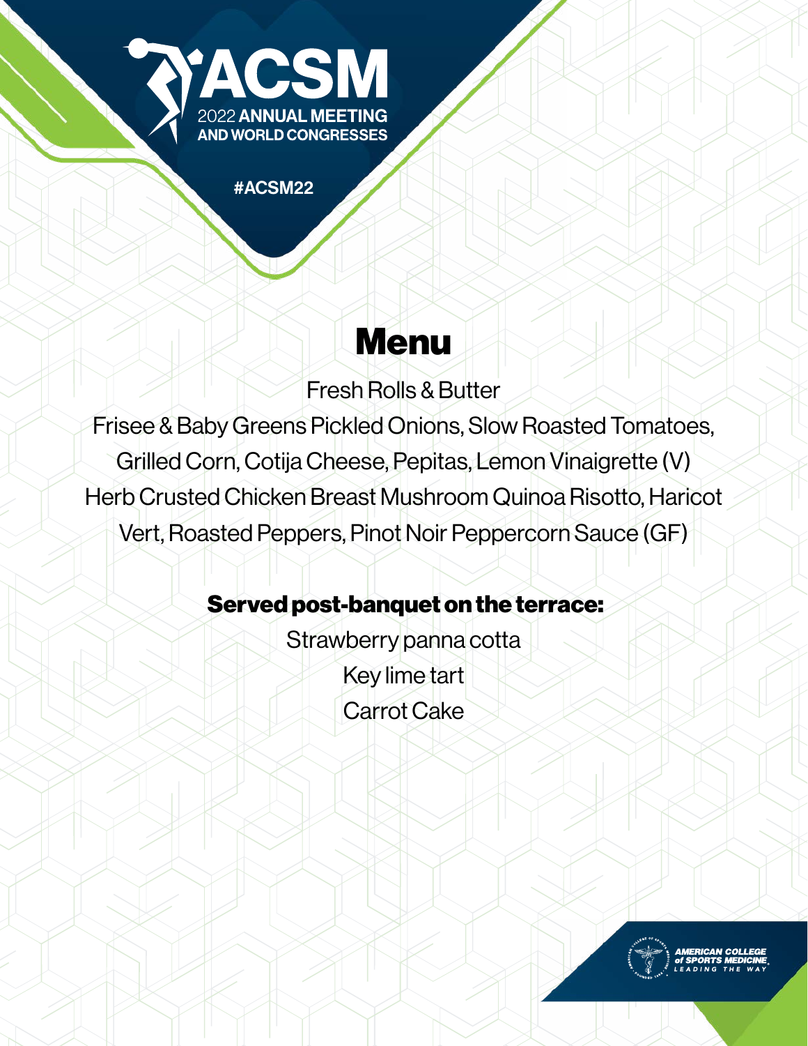ACSM

2022 ANNUAL MEETING AND WORLD CONGRESSES

#ACSM22

# Menu

Fresh Rolls & Butter

Frisee & Baby Greens Pickled Onions, Slow Roasted Tomatoes, Grilled Corn, Cotija Cheese, Pepitas, Lemon Vinaigrette (V)

Herb Crusted Chicken Breast Mushroom Quinoa Risotto, Haricot Vert, Roasted Peppers, Pinot Noir Peppercorn Sauce (GF)

**Served post-banquet on the terrace:**

Strawberry panna cotta

Key lime tart

Carrot Cake

AMERICAN COLLEGE of SPORTS MEDICINE

LEADING THE WAY